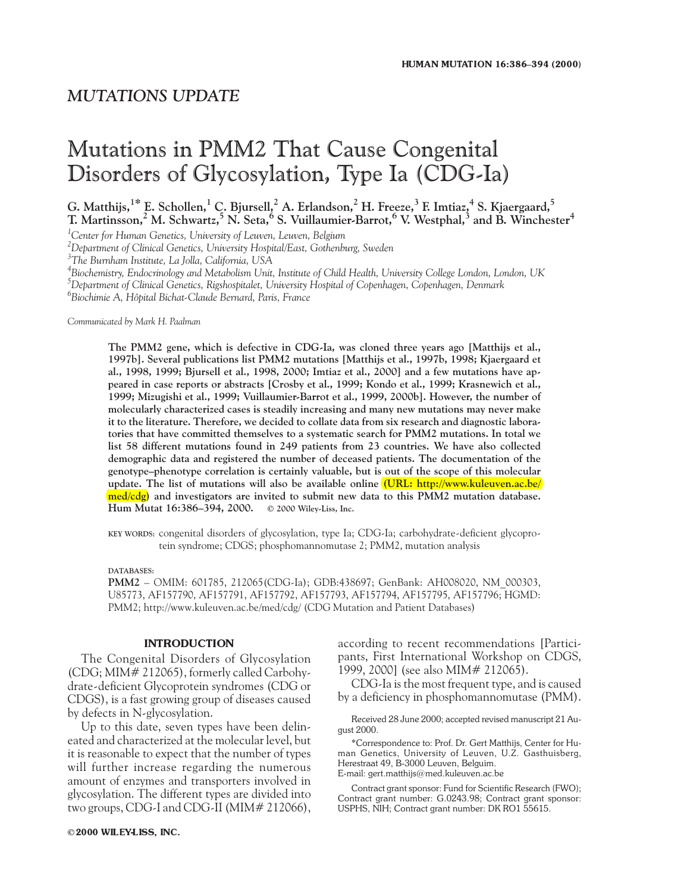## MUTATIONS UPDATE

# Mutations in PMM2 That Cause Congenital Disorders of Glycosylation, Type Ia (CDG-Ia)

**G. Matthijs,[1*] E. Schollen,[1] C. Bjursell,[2] A. Erlandson,[2] H. Freeze,[3] F. Imtiaz,[4] S. Kjaergaard,[5] T. Martinsson,[2] M. Schwartz,[5] N. Seta,[6] S. Vuillaumier-Barrot,[6] V. Westphal,[3] and B. Winchester[4]**

[1]*Center for Human Genetics, University of Leuven, Leuven, Belgium*
[2]*Department of Clinical Genetics, University Hospital/East, Gothenburg, Sweden*
[3]*The Burnham Institute, La Jolla, California, USA*
[4]*Biochemistry, Endocrinology and Metabolism Unit, Institute of Child Health, University College London, London, UK*
[5]*Department of Clinical Genetics, Rigshospitalet, University Hospital of Copenhagen, Copenhagen, Denmark*
[6]*Biochimie A, Hôpital Bichat-Claude Bernard, Paris, France*

*Communicated by Mark H. Paalman*

**The PMM2 gene, which is defective in CDG-Ia, was cloned three years ago [Matthijs et al., 1997b]. Several publications list PMM2 mutations [Matthijs et al., 1997b, 1998; Kjaergaard et al., 1998, 1999; Bjursell et al., 1998, 2000; Imtiaz et al., 2000] and a few mutations have appeared in case reports or abstracts [Crosby et al., 1999; Kondo et al., 1999; Krasnewich et al., 1999; Mizugishi et al., 1999; Vuillaumier-Barrot et al., 1999, 2000b]. However, the number of molecularly characterized cases is steadily increasing and many new mutations may never make it to the literature. Therefore, we decided to collate data from six research and diagnostic laboratories that have committed themselves to a systematic search for PMM2 mutations. In total we list 58 different mutations found in 249 patients from 23 countries. We have also collected demographic data and registered the number of deceased patients. The documentation of the genotype–phenotype correlation is certainly valuable, but is out of the scope of this molecular update. The list of mutations will also be available online (URL: http://www.kuleuven.ac.be/med/cdg) and investigators are invited to submit new data to this PMM2 mutation database. Hum Mutat 16:386–394, 2000.** © 2000 Wiley-Liss, Inc.

KEY WORDS: congenital disorders of glycosylation, type Ia; CDG-Ia; carbohydrate-deficient glycoprotein syndrome; CDGS; phosphomannomutase 2; PMM2, mutation analysis

DATABASES:

**PMM2** – OMIM: 601785, 212065(CDG-Ia); GDB:438697; GenBank: AH008020, NM_000303, U85773, AF157790, AF157791, AF157792, AF157793, AF157794, AF157795, AF157796; HGMD: PMM2; http://www.kuleuven.ac.be/med/cdg/ (CDG Mutation and Patient Databases)

## INTRODUCTION

The Congenital Disorders of Glycosylation (CDG; MIM# 212065), formerly called Carbohydrate-deficient Glycoprotein syndromes (CDG or CDGS), is a fast growing group of diseases caused by defects in N-glycosylation.

Up to this date, seven types have been delineated and characterized at the molecular level, but it is reasonable to expect that the number of types will further increase regarding the numerous amount of enzymes and transporters involved in glycosylation. The different types are divided into two groups, CDG-I and CDG-II (MIM# 212066), according to recent recommendations [Participants, First International Workshop on CDGS, 1999, 2000] (see also MIM# 212065).

CDG-Ia is the most frequent type, and is caused by a deficiency in phosphomannomutase (PMM).

Received 28 June 2000; accepted revised manuscript 21 August 2000.

*Correspondence to: Prof. Dr. Gert Matthijs, Center for Human Genetics, University of Leuven, U.Z. Gasthuisberg, Herestraat 49, B-3000 Leuven, Belguim. E-mail: gert.matthijs@med.kuleuven.ac.be

Contract grant sponsor: Fund for Scientific Research (FWO); Contract grant number: G.0243.98; Contract grant sponsor: USPHS, NIH; Contract grant number: DK RO1 55615.

©2000 WILEY-LISS, INC.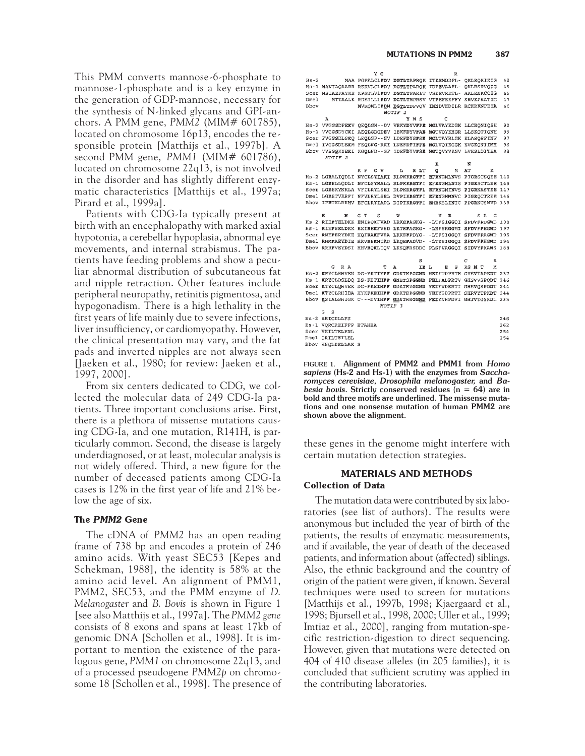This PMM converts mannose-6-phosphate to mannose-1-phosphate and is a key enzyme in the generation of GDP-mannose, necessary for the synthesis of N-linked glycans and GPI-anchors. A PMM gene, *PMM2* (MIM# 601785), located on chromosome 16p13, encodes the responsible protein [Matthijs et al., 1997b]. A second PMM gene, *PMM1* (MIM# 601786), located on chromosome 22q13, is not involved in the disorder and has slightly different enzymatic characteristics [Matthijs et al., 1997a; Pirard et al., 1999a].

Patients with CDG-Ia typically present at birth with an encephalopathy with marked axial hypotonia, a cerebellar hypoplasia, abnormal eye movements, and internal strabismus. The patients have feeding problems and show a peculiar abnormal distribution of subcutaneous fat and nipple retraction. Other features include peripheral neuropathy, retinitis pigmentosa, and hypogonadism. There is a high lethality in the first years of life mainly due to severe infections, liver insufficiency, or cardiomyopathy. However, the clinical presentation may vary, and the fat pads and inverted nipples are not always seen [Jaeken et al., 1980; for review: Jaeken et al., 1997, 2000].

From six centers dedicated to CDG, we collected the molecular data of 249 CDG-Ia patients. Three important conclusions arise. First, there is a plethora of missense mutations causing CDG-Ia, and one mutation, R141H, is particularly common. Second, the disease is largely underdiagnosed, or at least, molecular analysis is not widely offered. Third, a new figure for the number of deceased patients among CDG-Ia cases is 12% in the first year of life and 21% below the age of six.

### The *PMM2* Gene

The cDNA of *PMM2* has an open reading frame of 738 bp and encodes a protein of 246 amino acids. With yeast SEC53 [Kepes and Schekman, 1988], the identity is 58% at the amino acid level. An alignment of PMM1, PMM2, SEC53, and the PMM enzyme of *D. Melanogaster* and *B. Bovis* is shown in Figure 1 [see also Matthijs et al., 1997a]. The *PMM2 gene* consists of 8 exons and spans at least 17kb of genomic DNA [Schollen et al., 1998]. It is important to mention the existence of the paralogous gene, *PMM1* on chromosome 22q13, and of a processed pseudogene *PMM2p* on chromosome 18 [Schollen et al., 1998]. The presence of these genes in the genome might interfere with certain mutation detection strategies.

```
                  Y C                              R
Hs-2        MAA PGPALCLFDV DGTLTAPRQK ITKEMDDFL- QKLRQKIKIG  42
Hs-1 MAVTAQAARR RERVLCLFDV DGTLTPARQK IDPEVAAFL- QKLRSRVQIG  45
Scer MSIAEFAYKE KPETLVLFDV DGTLTPARLT VSEEVRKTL- AKLRNKCCIG  45
Dmel    MTTAALK RDEILLLFDV DGTLTMPRSV VTPEFEEFFY SRVKPRATIG  47
Bbov            MVRQMLIFDM DGTLTDPVQV INNDVKDILR RCKRKNFEIA  40
                           MOTIF 1
     A                       Y M S       C
Hs-2 VVGGSDFEKV QEQLGN--DV VEKYDYVFPE NGLVAYKDGK LLCRQNIQSH  90
Hs-1 VVGGSDYCKI AEQLGDGDEV IEKFDYVFAE NGTVQYKHGR LLSKQTIQNH  93
Scer FVGGSDLSKQ LEQLGP--NV LDEFDYSFSE NGLTAYRLGK ELASQSFINW  97
Dmel IVGGSDLEKM FEQLNG-RKI LNEFDFIFPE NGLVQIEGGK EVGKQNIIMH  96
Bbov VVSGSKYEKI KGQLND--GF IDEFDYVFSE NGTQVYVKNV LVKSLDITEA  88
     MOTIF 2
                                          I          N
                K F  C V     L    R LT    Q      M  AT      K
Hs-2 LGEALIQDLI NYCLSYIAKI KLPKKRGTFI EFRNGMLNVS PIGRSCSQEE 140
Hs-1 LGEELLQDLI NFCLSYMALL RLPKKRGTFI EFRNGMLNIS PIGRSCTLEE 143
Scer LGEEKYNKLA VFILRYLSEI DLPKRRGTFL EFRNGMINVS PIGRNASTEE 147
Dmel LGEETVKRFI NFVLRYLSEL DVPIKRGTFI EFRNGMMNVC PIGRQCTREE 146
Bbov IPETKLRKMV EFCLRYIADL DIPTKRGTFI EHRKSLINIC PPGRNCSMVD 138

     H      N   G T  S      W              V  R      S R  G
Hs-2 RIEFYELDKK ENIRQKFVAD LRKEFAGKG- -LTFSIGGQI SFDVFPDGWD 188
Hs-1 RIEFSELDKK EKIREKFVED LKTEFAGKG- -LRFSRGGMI SFDVFPEGWD 197
Scer RNEFERYDKE HQIRAKFVEA LKKEFPDYG- -LTFSIGGQI SFDVFPAGWD 195
Dmel RNMFAEYDIE HKVREKMIKD LKQEFADVD- -LTYSIGGQI SFDVFPHGWD 194
Bbov RRKFVEYDSI HHVRQKLIQV LKSQFDSDDC PLSFVAGGQI SIDVYPKAWS 188

                                    S               C     R
       G  R A          T  A      IE L   E  S   RS M T    M
Hs-2 KRYCLRHVEN DG-YKTIYFF GDKTMPGGND HEIFTDPRTM GYSVTAPEDT 237
Hs-1 KRYCLDSLDQ DS-FDTIHFF GNETSPGGND FEIFADPRTV GHSVVSPQDT 246
Scer KTYCLQHVEK DG-FKEIHFF GDKTMVGGND YEIFVDERTI GHSVQSPDDT 244
Dmel KTYCLRHIEA HYKPKEIHFF GDKTEPGGND YEIYSDPRTI SHRVYTPKDT 244
Bbov KSIALSHIGK C---DVIHFF GDNTREGGND FEIYNHPDVI GHTVTGYKDL 235
                           MOTIF 3
       G  S
Hs-2 RRICELLFS                                             246
Hs-1 VQRCREIFFP ETAHEA                                      262
Scer VKILTELFNL                                            254
Dmel QRILTEILEL                                            254
Bbov VNQLEELLAK S
```

**FIGURE 1. Alignment of PMM2 and PMM1 from *Homo sapiens* (Hs-2 and Hs-1) with the enzymes from *Saccharomyces cerevisiae*, *Drosophila melanogaster*, and *Babesia bovis*. Strictly conserved residues (n = 64) are in bold and three motifs are underlined. The missense mutations and one nonsense mutation of human PMM2 are shown above the alignment.**

## MATERIALS AND METHODS

### Collection of Data

The mutation data were contributed by six laboratories (see list of authors). The results were anonymous but included the year of birth of the patients, the results of enzymatic measurements, and if available, the year of death of the deceased patients, and information about (affected) siblings. Also, the ethnic background and the country of origin of the patient were given, if known. Several techniques were used to screen for mutations [Matthijs et al., 1997b, 1998; Kjaergaard et al., 1998; Bjursell et al., 1998, 2000; Uller et al., 1999; Imtiaz et al., 2000], ranging from mutation-specific restriction-digestion to direct sequencing. However, given that mutations were detected on 404 of 410 disease alleles (in 205 families), it is concluded that sufficient scrutiny was applied in the contributing laboratories.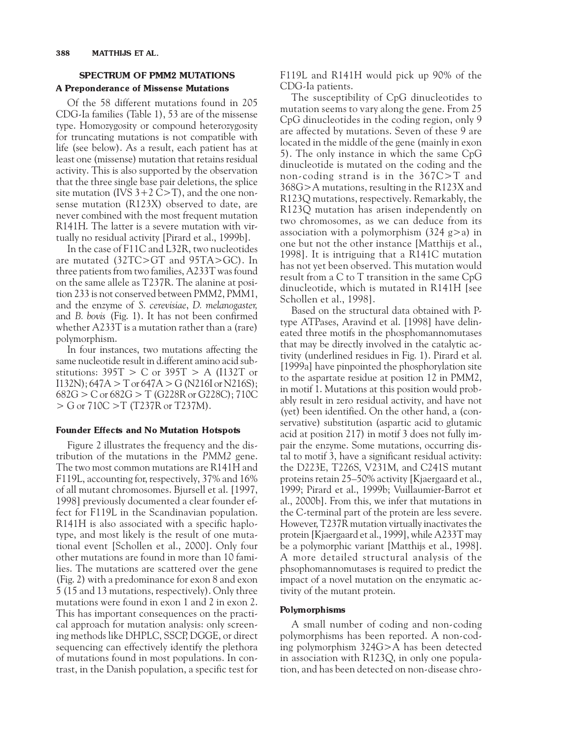## SPECTRUM OF PMM2 MUTATIONS

### A Preponderance of Missense Mutations

Of the 58 different mutations found in 205 CDG-Ia families (Table 1), 53 are of the missense type. Homozygosity or compound heterozygosity for truncating mutations is not compatible with life (see below). As a result, each patient has at least one (missense) mutation that retains residual activity. This is also supported by the observation that the three single base pair deletions, the splice site mutation (IVS 3+2 C>T), and the one nonsense mutation (R123X) observed to date, are never combined with the most frequent mutation R141H. The latter is a severe mutation with virtually no residual activity [Pirard et al., 1999b].

In the case of F11C and L32R, two nucleotides are mutated (32TC>GT and 95TA>GC). In three patients from two families, A233T was found on the same allele as T237R. The alanine at position 233 is not conserved between PMM2, PMM1, and the enzyme of *S. cerevisiae*, *D. melanogaster,* and *B. bovis* (Fig. 1). It has not been confirmed whether A233T is a mutation rather than a (rare) polymorphism.

In four instances, two mutations affecting the same nucleotide result in d.ifferent amino acid substitutions: 395T > C or 395T > A (I132T or I132N); 647A > T or 647A > G (N216I or N216S); 682G > C or 682G > T (G228R or G228C); 710C > G or 710C >T (T237R or T237M).

### Founder Effects and No Mutation Hotspots

Figure 2 illustrates the frequency and the distribution of the mutations in the *PMM2* gene. The two most common mutations are R141H and F119L, accounting for, respectively, 37% and 16% of all mutant chromosomes. Bjursell et al. [1997, 1998] previously documented a clear founder effect for F119L in the Scandinavian population. R141H is also associated with a specific haplotype, and most likely is the result of one mutational event [Schollen et al., 2000]. Only four other mutations are found in more than 10 families. The mutations are scattered over the gene (Fig. 2) with a predominance for exon 8 and exon 5 (15 and 13 mutations, respectively). Only three mutations were found in exon 1 and 2 in exon 2. This has important consequences on the practical approach for mutation analysis: only screening methods like DHPLC, SSCP, DGGE, or direct sequencing can effectively identify the plethora of mutations found in most populations. In contrast, in the Danish population, a specific test for F119L and R141H would pick up 90% of the CDG-Ia patients.

The susceptibility of CpG dinucleotides to mutation seems to vary along the gene. From 25 CpG dinucleotides in the coding region, only 9 are affected by mutations. Seven of these 9 are located in the middle of the gene (mainly in exon 5). The only instance in which the same CpG dinucleotide is mutated on the coding and the non-coding strand is in the 367C>T and 368G>A mutations, resulting in the R123X and R123Q mutations, respectively. Remarkably, the R123Q mutation has arisen independently on two chromosomes, as we can deduce from its association with a polymorphism (324 g>a) in one but not the other instance [Matthijs et al., 1998]. It is intriguing that a R141C mutation has not yet been observed. This mutation would result from a C to T transition in the same CpG dinucleotide, which is mutated in R141H [see Schollen et al., 1998].

Based on the structural data obtained with P-type ATPases, Aravind et al. [1998] have delineated three motifs in the phosphomannomutases that may be directly involved in the catalytic activity (underlined residues in Fig. 1). Pirard et al. [1999a] have pinpointed the phosphorylation site to the aspartate residue at position 12 in PMM2, in motif 1. Mutations at this position would probably result in zero residual activity, and have not (yet) been identified. On the other hand, a (conservative) substitution (aspartic acid to glutamic acid at position 217) in motif 3 does not fully impair the enzyme. Some mutations, occurring distal to motif 3, have a significant residual activity: the D223E, T226S, V231M, and C241S mutant proteins retain 25–50% activity [Kjaergaard et al., 1999; Pirard et al., 1999b; Vuillaumier-Barrot et al., 2000b]. From this, we infer that mutations in the C-terminal part of the protein are less severe. However, T237R mutation virtually inactivates the protein [Kjaergaard et al., 1999], while A233T may be a polymorphic variant [Matthijs et al., 1998]. A more detailed structural analysis of the phosphomannomutases is required to predict the impact of a novel mutation on the enzymatic activity of the mutant protein.

### Polymorphisms

A small number of coding and non-coding polymorphisms has been reported. A non-coding polymorphism 324G>A has been detected in association with R123Q, in only one population, and has been detected on non-disease chro-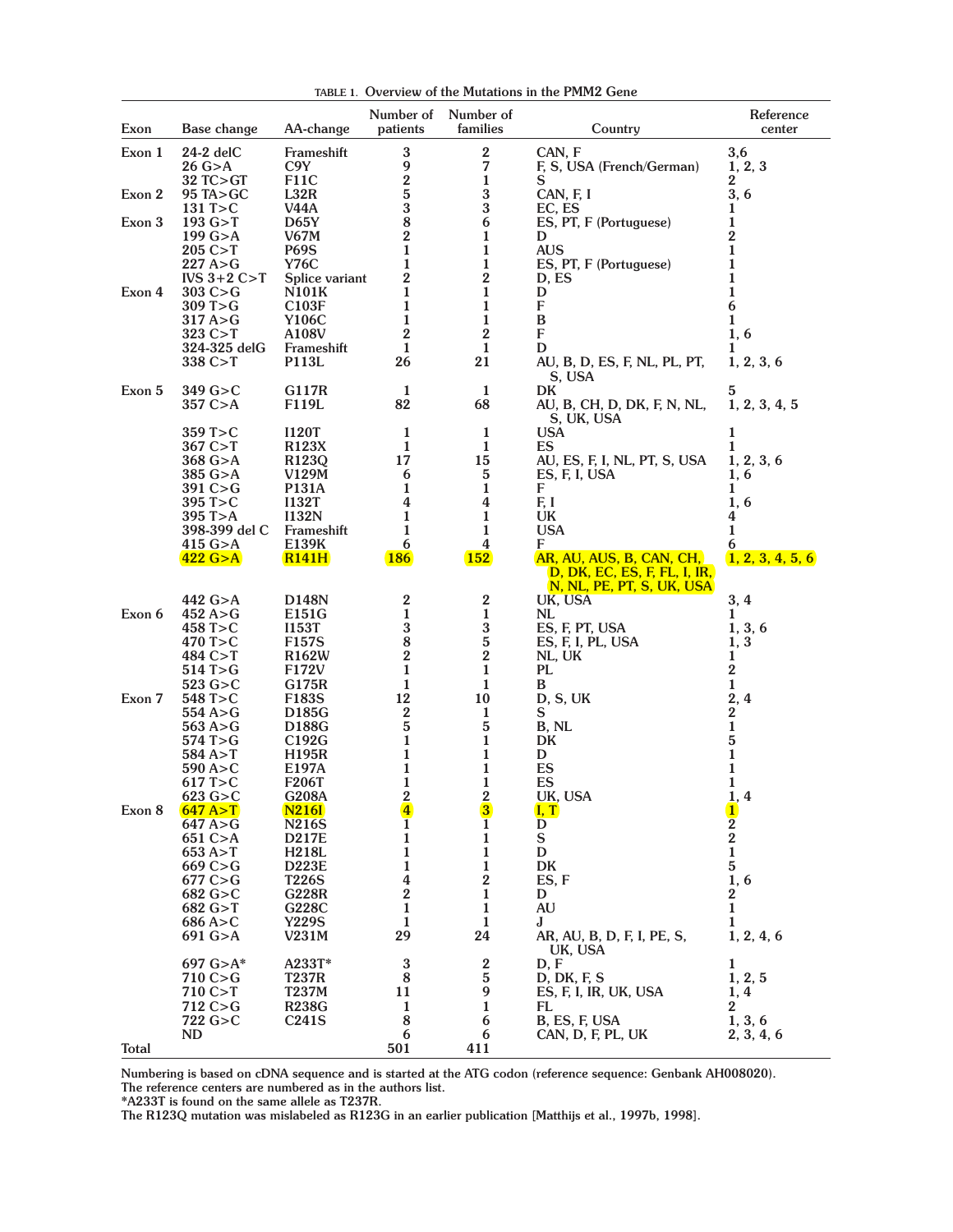**TABLE 1. Overview of the Mutations in the PMM2 Gene**

| Exon | Base change | AA-change | Number of patients | Number of families | Country | Reference center |
|---|---|---|---|---|---|---|
| Exon 1 | 24-2 delC | Frameshift | 3 | 2 | CAN, F | 3,6 |
| | 26 G>A | C9Y | 9 | 7 | F, S, USA (French/German) | 1, 2, 3 |
| | 32 TC>GT | F11C | 2 | 1 | S | 2 |
| Exon 2 | 95 TA>GC | L32R | 5 | 3 | CAN, F, I | 3, 6 |
| | 131 T>C | V44A | 3 | 3 | EC, ES | 1 |
| Exon 3 | 193 G>T | D65Y | 8 | 6 | ES, PT, F (Portuguese) | 1 |
| | 199 G>A | V67M | 2 | 1 | D | 2 |
| | 205 C>T | P69S | 1 | 1 | AUS | 1 |
| | 227 A>G | Y76C | 1 | 1 | ES, PT, F (Portuguese) | 1 |
| | IVS 3+2 C>T | Splice variant | 2 | 2 | D, ES | 1 |
| Exon 4 | 303 C>G | N101K | 1 | 1 | D | 1 |
| | 309 T>G | C103F | 1 | 1 | F | 6 |
| | 317 A>G | Y106C | 1 | 1 | B | 1 |
| | 323 C>T | A108V | 2 | 2 | F | 1, 6 |
| | 324-325 delG | Frameshift | 1 | 1 | D | 1 |
| | 338 C>T | P113L | 26 | 21 | AU, B, D, ES, F, NL, PL, PT, S, USA | 1, 2, 3, 6 |
| Exon 5 | 349 G>C | G117R | 1 | 1 | DK | 5 |
| | 357 C>A | F119L | 82 | 68 | AU, B, CH, D, DK, F, N, NL, S, UK, USA | 1, 2, 3, 4, 5 |
| | 359 T>C | I120T | 1 | 1 | USA | 1 |
| | 367 C>T | R123X | 1 | 1 | ES | 1 |
| | 368 G>A | R123Q | 17 | 15 | AU, ES, F, I, NL, PT, S, USA | 1, 2, 3, 6 |
| | 385 G>A | V129M | 6 | 5 | ES, F, I, USA | 1, 6 |
| | 391 C>G | P131A | 1 | 1 | F | 1 |
| | 395 T>C | I132T | 4 | 4 | F, I | 1, 6 |
| | 395 T>A | I132N | 1 | 1 | UK | 4 |
| | 398-399 del C | Frameshift | 1 | 1 | USA | 1 |
| | 415 G>A | E139K | 6 | 4 | F | 6 |
| | 422 G>A | R141H | 186 | 152 | AR, AU, AUS, B, CAN, CH, D, DK, EC, ES, F, FL, I, IR, N, NL, PE, PT, S, UK, USA | 1, 2, 3, 4, 5, 6 |
| | 442 G>A | D148N | 2 | 2 | UK, USA | 3, 4 |
| Exon 6 | 452 A>G | E151G | 1 | 1 | NL | 1 |
| | 458 T>C | I153T | 3 | 3 | ES, F, PT, USA | 1, 3, 6 |
| | 470 T>C | F157S | 8 | 5 | ES, F, I, PL, USA | 1, 3 |
| | 484 C>T | R162W | 2 | 2 | NL, UK | 1 |
| | 514 T>G | F172V | 1 | 1 | PL | 2 |
| | 523 G>C | G175R | 1 | 1 | B | 1 |
| Exon 7 | 548 T>C | F183S | 12 | 10 | D, S, UK | 2, 4 |
| | 554 A>G | D185G | 2 | 1 | S | 2 |
| | 563 A>G | D188G | 5 | 5 | B, NL | 1 |
| | 574 T>G | C192G | 1 | 1 | DK | 5 |
| | 584 A>T | H195R | 1 | 1 | D | 1 |
| | 590 A>C | E197A | 1 | 1 | ES | 1 |
| | 617 T>C | F206T | 1 | 1 | ES | 1 |
| | 623 G>C | G208A | 2 | 2 | UK, USA | 1, 4 |
| Exon 8 | 647 A>T | N216I | 4 | 3 | I, T | 1 |
| | 647 A>G | N216S | 1 | 1 | D | 2 |
| | 651 C>A | D217E | 1 | 1 | S | 2 |
| | 653 A>T | H218L | 1 | 1 | D | 1 |
| | 669 C>G | D223E | 1 | 1 | DK | 5 |
| | 677 C>G | T226S | 4 | 2 | ES, F | 1, 6 |
| | 682 G>C | G228R | 2 | 1 | D | 2 |
| | 682 G>T | G228C | 1 | 1 | AU | 1 |
| | 686 A>C | Y229S | 1 | 1 | J | 1 |
| | 691 G>A | V231M | 29 | 24 | AR, AU, B, D, F, I, PE, S, UK, USA | 1, 2, 4, 6 |
| | 697 G>A* | A233T* | 3 | 2 | D, F | 1 |
| | 710 C>G | T237R | 8 | 5 | D, DK, F, S | 1, 2, 5 |
| | 710 C>T | T237M | 11 | 9 | ES, F, I, IR, UK, USA | 1, 4 |
| | 712 C>G | R238G | 1 | 1 | FL | 2 |
| | 722 G>C | C241S | 8 | 6 | B, ES, F, USA | 1, 3, 6 |
| | ND | | 6 | 6 | CAN, D, F, PL, UK | 2, 3, 4, 6 |
| Total | | | 501 | 411 | | |

Numbering is based on cDNA sequence and is started at the ATG codon (reference sequence: Genbank AH008020).
The reference centers are numbered as in the authors list.
*A233T is found on the same allele as T237R.
The R123Q mutation was mislabeled as R123G in an earlier publication [Matthijs et al., 1997b, 1998].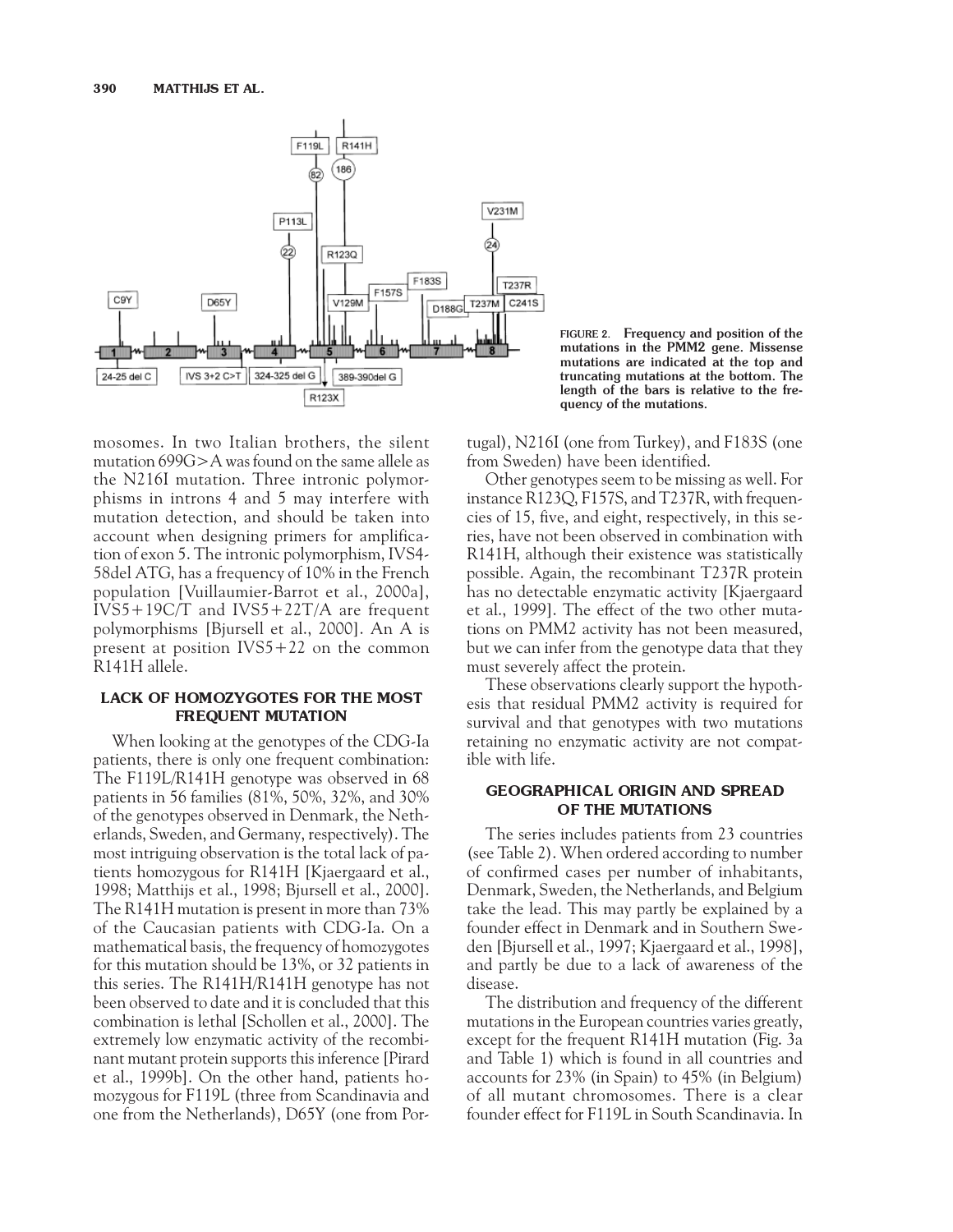FIGURE 2. Frequency and position of the mutations in the PMM2 gene. Missense mutations are indicated at the top and truncating mutations at the bottom. The length of the bars is relative to the frequency of the mutations.

mosomes. In two Italian brothers, the silent mutation 699G>A was found on the same allele as the N216I mutation. Three intronic polymorphisms in introns 4 and 5 may interfere with mutation detection, and should be taken into account when designing primers for amplification of exon 5. The intronic polymorphism, IVS4-58del ATG, has a frequency of 10% in the French population [Vuillaumier-Barrot et al., 2000a], IVS5+19C/T and IVS5+22T/A are frequent polymorphisms [Bjursell et al., 2000]. An A is present at position IVS5+22 on the common R141H allele.

## LACK OF HOMOZYGOTES FOR THE MOST FREQUENT MUTATION

When looking at the genotypes of the CDG-Ia patients, there is only one frequent combination: The F119L/R141H genotype was observed in 68 patients in 56 families (81%, 50%, 32%, and 30% of the genotypes observed in Denmark, the Netherlands, Sweden, and Germany, respectively). The most intriguing observation is the total lack of patients homozygous for R141H [Kjaergaard et al., 1998; Matthijs et al., 1998; Bjursell et al., 2000]. The R141H mutation is present in more than 73% of the Caucasian patients with CDG-Ia. On a mathematical basis, the frequency of homozygotes for this mutation should be 13%, or 32 patients in this series. The R141H/R141H genotype has not been observed to date and it is concluded that this combination is lethal [Schollen et al., 2000]. The extremely low enzymatic activity of the recombinant mutant protein supports this inference [Pirard et al., 1999b]. On the other hand, patients homozygous for F119L (three from Scandinavia and one from the Netherlands), D65Y (one from Portugal), N216I (one from Turkey), and F183S (one from Sweden) have been identified.

Other genotypes seem to be missing as well. For instance R123Q, F157S, and T237R, with frequencies of 15, five, and eight, respectively, in this series, have not been observed in combination with R141H, although their existence was statistically possible. Again, the recombinant T237R protein has no detectable enzymatic activity [Kjaergaard et al., 1999]. The effect of the two other mutations on PMM2 activity has not been measured, but we can infer from the genotype data that they must severely affect the protein.

These observations clearly support the hypothesis that residual PMM2 activity is required for survival and that genotypes with two mutations retaining no enzymatic activity are not compatible with life.

## GEOGRAPHICAL ORIGIN AND SPREAD OF THE MUTATIONS

The series includes patients from 23 countries (see Table 2). When ordered according to number of confirmed cases per number of inhabitants, Denmark, Sweden, the Netherlands, and Belgium take the lead. This may partly be explained by a founder effect in Denmark and in Southern Sweden [Bjursell et al., 1997; Kjaergaard et al., 1998], and partly be due to a lack of awareness of the disease.

The distribution and frequency of the different mutations in the European countries varies greatly, except for the frequent R141H mutation (Fig. 3a and Table 1) which is found in all countries and accounts for 23% (in Spain) to 45% (in Belgium) of all mutant chromosomes. There is a clear founder effect for F119L in South Scandinavia. In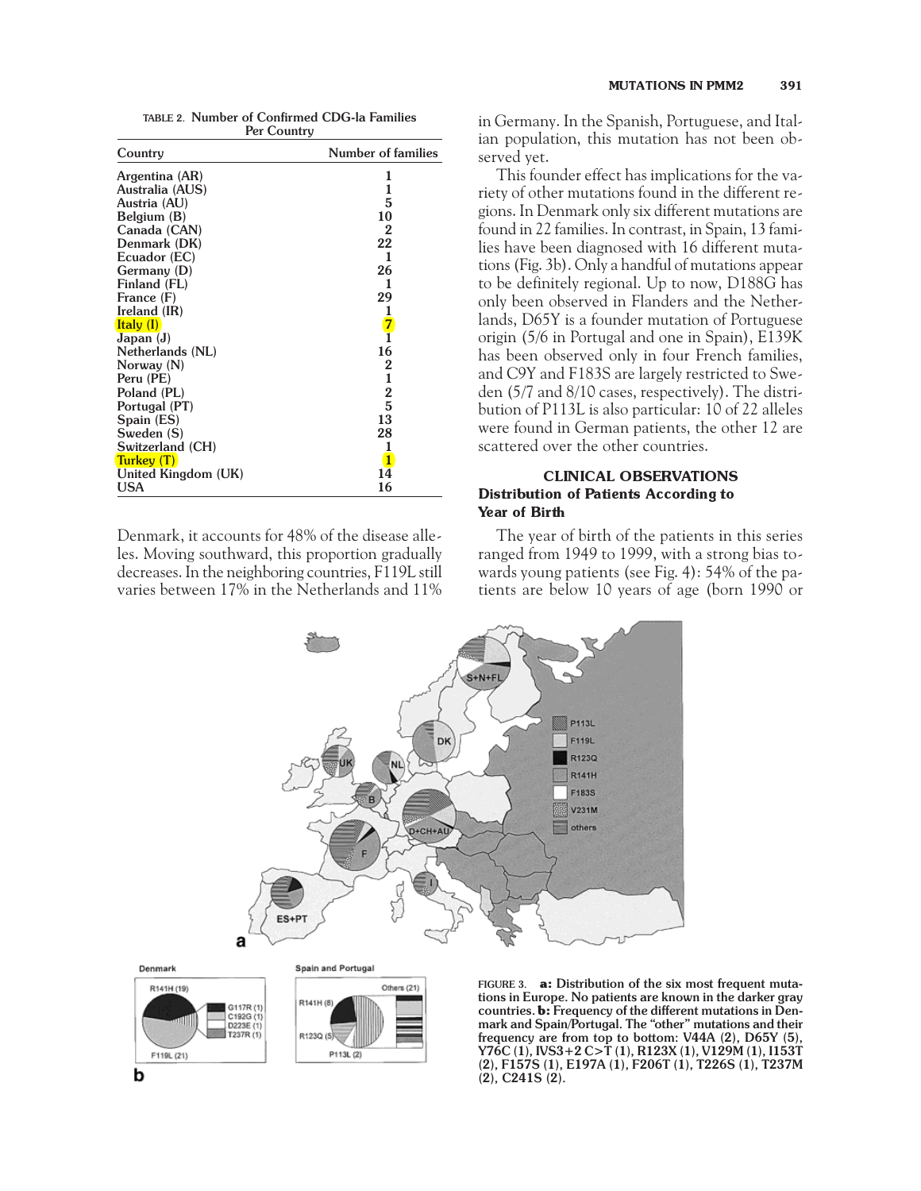TABLE 2. **Number of Confirmed CDG-Ia Families Per Country**

| Country | Number of families |
|---|---|
| Argentina (AR) | 1 |
| Australia (AUS) | 1 |
| Austria (AU) | 5 |
| Belgium (B) | 10 |
| Canada (CAN) | 2 |
| Denmark (DK) | 22 |
| Ecuador (EC) | 1 |
| Germany (D) | 26 |
| Finland (FL) | 1 |
| France (F) | 29 |
| Ireland (IR) | 1 |
| Italy (I) | 7 |
| Japan (J) | 1 |
| Netherlands (NL) | 16 |
| Norway (N) | 2 |
| Peru (PE) | 1 |
| Poland (PL) | 2 |
| Portugal (PT) | 5 |
| Spain (ES) | 13 |
| Sweden (S) | 28 |
| Switzerland (CH) | 1 |
| Turkey (T) | 1 |
| United Kingdom (UK) | 14 |
| USA | 16 |

Denmark, it accounts for 48% of the disease alleles. Moving southward, this proportion gradually decreases. In the neighboring countries, F119L still varies between 17% in the Netherlands and 11% in Germany. In the Spanish, Portuguese, and Italian population, this mutation has not been observed yet.

This founder effect has implications for the variety of other mutations found in the different regions. In Denmark only six different mutations are found in 22 families. In contrast, in Spain, 13 families have been diagnosed with 16 different mutations (Fig. 3b). Only a handful of mutations appear to be definitely regional. Up to now, D188G has only been observed in Flanders and the Netherlands, D65Y is a founder mutation of Portuguese origin (5/6 in Portugal and one in Spain), E139K has been observed only in four French families, and C9Y and F183S are largely restricted to Sweden (5/7 and 8/10 cases, respectively). The distribution of P113L is also particular: 10 of 22 alleles were found in German patients, the other 12 are scattered over the other countries.

## CLINICAL OBSERVATIONS

### Distribution of Patients According to Year of Birth

The year of birth of the patients in this series ranged from 1949 to 1999, with a strong bias towards young patients (see Fig. 4): 54% of the patients are below 10 years of age (born 1990 or

FIGURE 3. **a:** Distribution of the six most frequent mutations in Europe. No patients are known in the darker gray countries. **b:** Frequency of the different mutations in Denmark and Spain/Portugal. The "other" mutations and their frequency are from top to bottom: V44A (2), D65Y (5), Y76C (1), IVS3+2 C>T (1), R123X (1), V129M (1), I153T (2), F157S (1), E197A (1), F206T (1), T226S (1), T237M (2), C241S (2).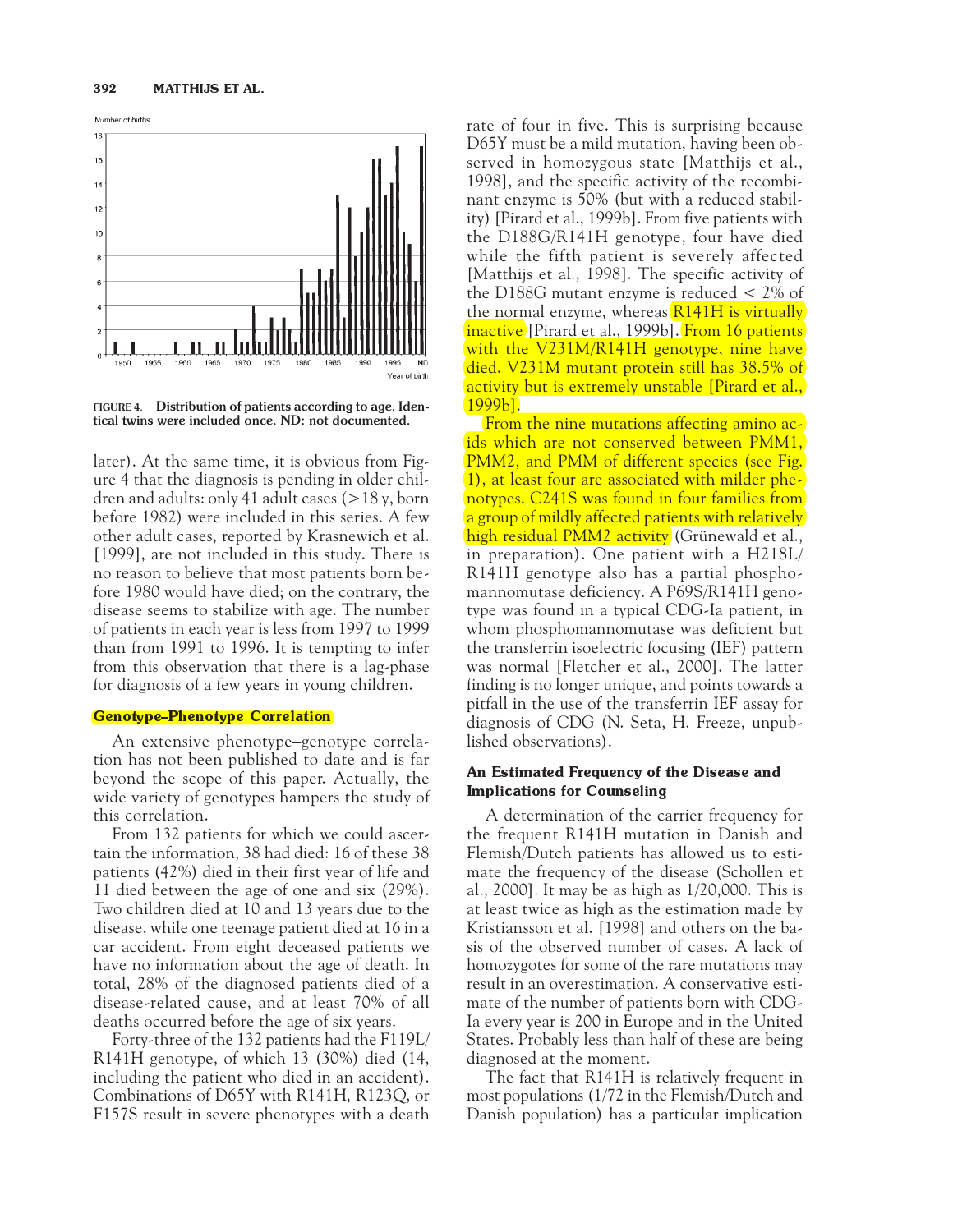Number of births

FIGURE 4. **Distribution of patients according to age. Identical twins were included once. ND: not documented.**

later). At the same time, it is obvious from Figure 4 that the diagnosis is pending in older children and adults: only 41 adult cases (>18 y, born before 1982) were included in this series. A few other adult cases, reported by Krasnewich et al. [1999], are not included in this study. There is no reason to believe that most patients born before 1980 would have died; on the contrary, the disease seems to stabilize with age. The number of patients in each year is less from 1997 to 1999 than from 1991 to 1996. It is tempting to infer from this observation that there is a lag-phase for diagnosis of a few years in young children.

### Genotype–Phenotype Correlation

An extensive phenotype–genotype correlation has not been published to date and is far beyond the scope of this paper. Actually, the wide variety of genotypes hampers the study of this correlation.

From 132 patients for which we could ascertain the information, 38 had died: 16 of these 38 patients (42%) died in their first year of life and 11 died between the age of one and six (29%). Two children died at 10 and 13 years due to the disease, while one teenage patient died at 16 in a car accident. From eight deceased patients we have no information about the age of death. In total, 28% of the diagnosed patients died of a disease-related cause, and at least 70% of all deaths occurred before the age of six years.

Forty-three of the 132 patients had the F119L/R141H genotype, of which 13 (30%) died (14, including the patient who died in an accident). Combinations of D65Y with R141H, R123Q, or F157S result in severe phenotypes with a death rate of four in five. This is surprising because D65Y must be a mild mutation, having been observed in homozygous state [Matthijs et al., 1998], and the specific activity of the recombinant enzyme is 50% (but with a reduced stability) [Pirard et al., 1999b]. From five patients with the D188G/R141H genotype, four have died while the fifth patient is severely affected [Matthijs et al., 1998]. The specific activity of the D188G mutant enzyme is reduced < 2% of the normal enzyme, whereas R141H is virtually inactive [Pirard et al., 1999b]. From 16 patients with the V231M/R141H genotype, nine have died. V231M mutant protein still has 38.5% of activity but is extremely unstable [Pirard et al., 1999b].

From the nine mutations affecting amino acids which are not conserved between PMM1, PMM2, and PMM of different species (see Fig. 1), at least four are associated with milder phenotypes. C241S was found in four families from a group of mildly affected patients with relatively high residual PMM2 activity (Grünewald et al., in preparation). One patient with a H218L/R141H genotype also has a partial phosphomannomutase deficiency. A P69S/R141H genotype was found in a typical CDG-Ia patient, in whom phosphomannomutase was deficient but the transferrin isoelectric focusing (IEF) pattern was normal [Fletcher et al., 2000]. The latter finding is no longer unique, and points towards a pitfall in the use of the transferrin IEF assay for diagnosis of CDG (N. Seta, H. Freeze, unpublished observations).

### An Estimated Frequency of the Disease and Implications for Counseling

A determination of the carrier frequency for the frequent R141H mutation in Danish and Flemish/Dutch patients has allowed us to estimate the frequency of the disease (Schollen et al., 2000]. It may be as high as 1/20,000. This is at least twice as high as the estimation made by Kristiansson et al. [1998] and others on the basis of the observed number of cases. A lack of homozygotes for some of the rare mutations may result in an overestimation. A conservative estimate of the number of patients born with CDG-Ia every year is 200 in Europe and in the United States. Probably less than half of these are being diagnosed at the moment.

The fact that R141H is relatively frequent in most populations (1/72 in the Flemish/Dutch and Danish population) has a particular implication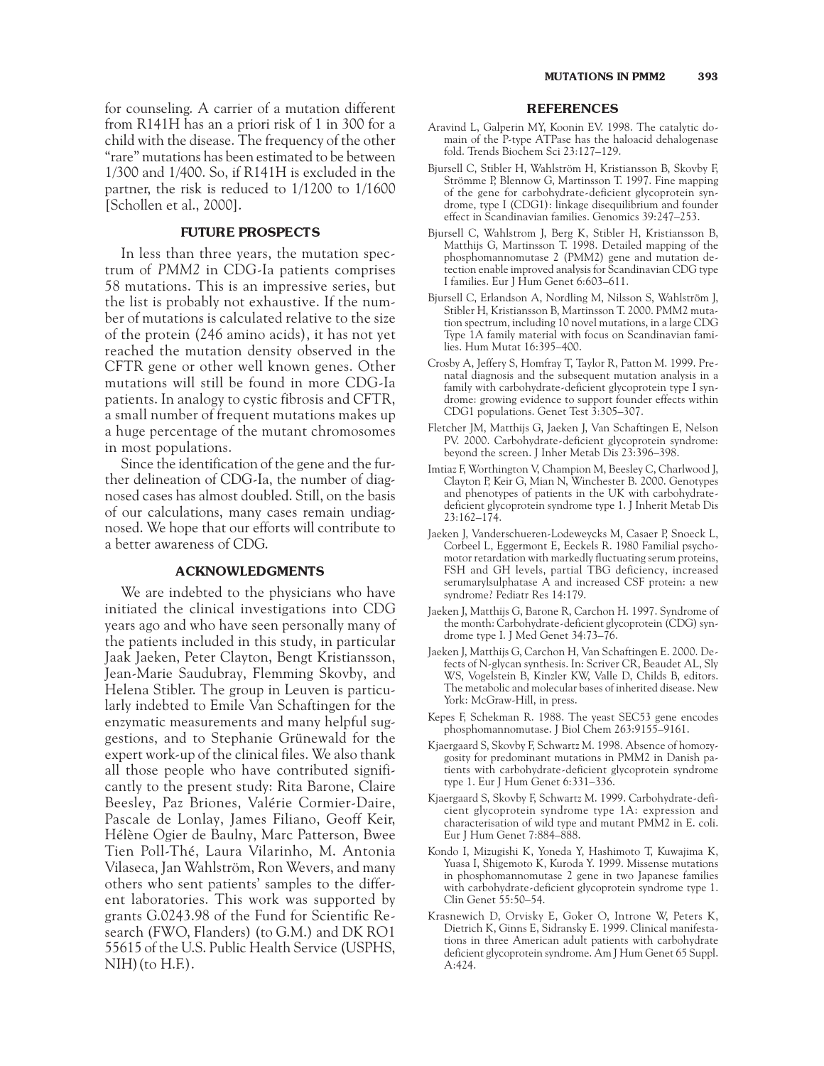for counseling. A carrier of a mutation different from R141H has an a priori risk of 1 in 300 for a child with the disease. The frequency of the other "rare" mutations has been estimated to be between 1/300 and 1/400. So, if R141H is excluded in the partner, the risk is reduced to 1/1200 to 1/1600 [Schollen et al., 2000].

## FUTURE PROSPECTS

In less than three years, the mutation spectrum of *PMM2* in CDG-Ia patients comprises 58 mutations. This is an impressive series, but the list is probably not exhaustive. If the number of mutations is calculated relative to the size of the protein (246 amino acids), it has not yet reached the mutation density observed in the CFTR gene or other well known genes. Other mutations will still be found in more CDG-Ia patients. In analogy to cystic fibrosis and CFTR, a small number of frequent mutations makes up a huge percentage of the mutant chromosomes in most populations.

Since the identification of the gene and the further delineation of CDG-Ia, the number of diagnosed cases has almost doubled. Still, on the basis of our calculations, many cases remain undiagnosed. We hope that our efforts will contribute to a better awareness of CDG.

## ACKNOWLEDGMENTS

We are indebted to the physicians who have initiated the clinical investigations into CDG years ago and who have seen personally many of the patients included in this study, in particular Jaak Jaeken, Peter Clayton, Bengt Kristiansson, Jean-Marie Saudubray, Flemming Skovby, and Helena Stibler. The group in Leuven is particularly indebted to Emile Van Schaftingen for the enzymatic measurements and many helpful suggestions, and to Stephanie Grünewald for the expert work-up of the clinical files. We also thank all those people who have contributed significantly to the present study: Rita Barone, Claire Beesley, Paz Briones, Valérie Cormier-Daire, Pascale de Lonlay, James Filiano, Geoff Keir, Hélène Ogier de Baulny, Marc Patterson, Bwee Tien Poll-Thé, Laura Vilarinho, M. Antonia Vilaseca, Jan Wahlström, Ron Wevers, and many others who sent patients' samples to the different laboratories. This work was supported by grants G.0243.98 of the Fund for Scientific Research (FWO, Flanders) (to G.M.) and DK RO1 55615 of the U.S. Public Health Service (USPHS, NIH) (to H.F.).

## REFERENCES

Aravind L, Galperin MY, Koonin EV. 1998. The catalytic domain of the P-type ATPase has the haloacid dehalogenase fold. Trends Biochem Sci 23:127–129.

Bjursell C, Stibler H, Wahlström H, Kristiansson B, Skovby F, Strömme P, Blennow G, Martinsson T. 1997. Fine mapping of the gene for carbohydrate-deficient glycoprotein syndrome, type I (CDG1): linkage disequilibrium and founder effect in Scandinavian families. Genomics 39:247–253.

Bjursell C, Wahlstrom J, Berg K, Stibler H, Kristiansson B, Matthijs G, Martinsson T. 1998. Detailed mapping of the phosphomannomutase 2 (PMM2) gene and mutation detection enable improved analysis for Scandinavian CDG type I families. Eur J Hum Genet 6:603–611.

Bjursell C, Erlandson A, Nordling M, Nilsson S, Wahlström J, Stibler H, Kristiansson B, Martinsson T. 2000. PMM2 mutation spectrum, including 10 novel mutations, in a large CDG Type 1A family material with focus on Scandinavian families. Hum Mutat 16:395–400.

Crosby A, Jeffery S, Homfray T, Taylor R, Patton M. 1999. Prenatal diagnosis and the subsequent mutation analysis in a family with carbohydrate-deficient glycoprotein type I syndrome: growing evidence to support founder effects within CDG1 populations. Genet Test 3:305–307.

Fletcher JM, Matthijs G, Jaeken J, Van Schaftingen E, Nelson PV. 2000. Carbohydrate-deficient glycoprotein syndrome: beyond the screen. J Inher Metab Dis 23:396–398.

Imtiaz F, Worthington V, Champion M, Beesley C, Charlwood J, Clayton P, Keir G, Mian N, Winchester B. 2000. Genotypes and phenotypes of patients in the UK with carbohydrate-deficient glycoprotein syndrome type 1. J Inherit Metab Dis 23:162–174.

Jaeken J, Vanderschueren-Lodeweycks M, Casaer P, Snoeck L, Corbeel L, Eggermont E, Eeckels R. 1980 Familial psychomotor retardation with markedly fluctuating serum proteins, FSH and GH levels, partial TBG deficiency, increased serumarylsulphatase A and increased CSF protein: a new syndrome? Pediatr Res 14:179.

Jaeken J, Matthijs G, Barone R, Carchon H. 1997. Syndrome of the month: Carbohydrate-deficient glycoprotein (CDG) syndrome type I. J Med Genet 34:73–76.

Jaeken J, Matthijs G, Carchon H, Van Schaftingen E. 2000. Defects of N-glycan synthesis. In: Scriver CR, Beaudet AL, Sly WS, Vogelstein B, Kinzler KW, Valle D, Childs B, editors. The metabolic and molecular bases of inherited disease. New York: McGraw-Hill, in press.

Kepes F, Schekman R. 1988. The yeast SEC53 gene encodes phosphomannomutase. J Biol Chem 263:9155–9161.

Kjaergaard S, Skovby F, Schwartz M. 1998. Absence of homozygosity for predominant mutations in PMM2 in Danish patients with carbohydrate-deficient glycoprotein syndrome type 1. Eur J Hum Genet 6:331–336.

Kjaergaard S, Skovby F, Schwartz M. 1999. Carbohydrate-deficient glycoprotein syndrome type 1A: expression and characterisation of wild type and mutant PMM2 in E. coli. Eur J Hum Genet 7:884–888.

Kondo I, Mizugishi K, Yoneda Y, Hashimoto T, Kuwajima K, Yuasa I, Shigemoto K, Kuroda Y. 1999. Missense mutations in phosphomannomutase 2 gene in two Japanese families with carbohydrate-deficient glycoprotein syndrome type 1. Clin Genet 55:50–54.

Krasnewich D, Orvisky E, Goker O, Introne W, Peters K, Dietrich K, Ginns E, Sidransky E. 1999. Clinical manifestations in three American adult patients with carbohydrate deficient glycoprotein syndrome. Am J Hum Genet 65 Suppl. A:424.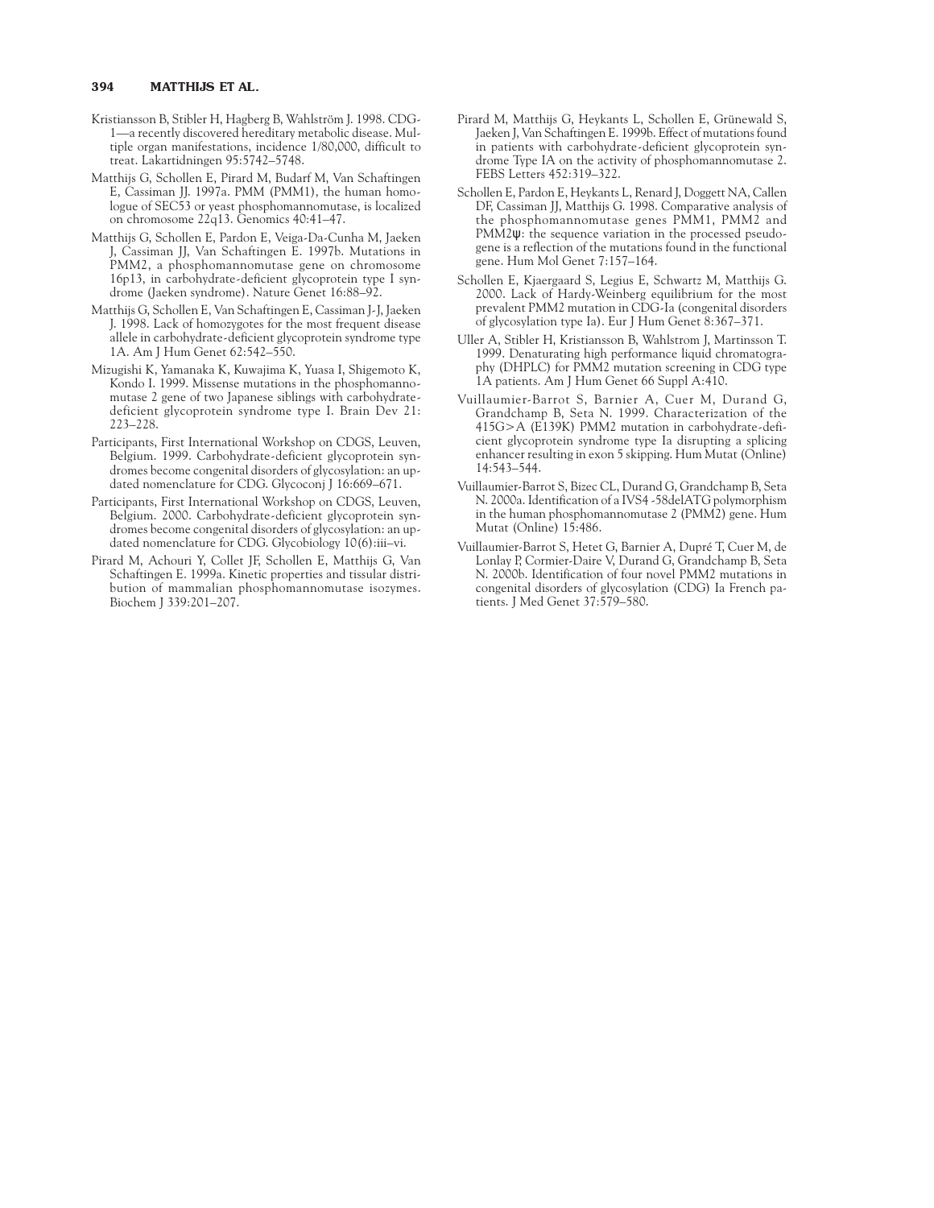Kristiansson B, Stibler H, Hagberg B, Wahlström J. 1998. CDG-1—a recently discovered hereditary metabolic disease. Multiple organ manifestations, incidence 1/80,000, difficult to treat. Lakartidningen 95:5742–5748.

Matthijs G, Schollen E, Pirard M, Budarf M, Van Schaftingen E, Cassiman JJ. 1997a. PMM (PMM1), the human homologue of SEC53 or yeast phosphomannomutase, is localized on chromosome 22q13. Genomics 40:41–47.

Matthijs G, Schollen E, Pardon E, Veiga-Da-Cunha M, Jaeken J, Cassiman JJ, Van Schaftingen E. 1997b. Mutations in PMM2, a phosphomannomutase gene on chromosome 16p13, in carbohydrate-deficient glycoprotein type I syndrome (Jaeken syndrome). Nature Genet 16:88–92.

Matthijs G, Schollen E, Van Schaftingen E, Cassiman J-J, Jaeken J. 1998. Lack of homozygotes for the most frequent disease allele in carbohydrate-deficient glycoprotein syndrome type 1A. Am J Hum Genet 62:542–550.

Mizugishi K, Yamanaka K, Kuwajima K, Yuasa I, Shigemoto K, Kondo I. 1999. Missense mutations in the phosphomannomutase 2 gene of two Japanese siblings with carbohydrate-deficient glycoprotein syndrome type I. Brain Dev 21: 223–228.

Participants, First International Workshop on CDGS, Leuven, Belgium. 1999. Carbohydrate-deficient glycoprotein syndromes become congenital disorders of glycosylation: an updated nomenclature for CDG. Glycoconj J 16:669–671.

Participants, First International Workshop on CDGS, Leuven, Belgium. 2000. Carbohydrate-deficient glycoprotein syndromes become congenital disorders of glycosylation: an updated nomenclature for CDG. Glycobiology 10(6):iii–vi.

Pirard M, Achouri Y, Collet JF, Schollen E, Matthijs G, Van Schaftingen E. 1999a. Kinetic properties and tissular distribution of mammalian phosphomannomutase isozymes. Biochem J 339:201–207.

Pirard M, Matthijs G, Heykants L, Schollen E, Grünewald S, Jaeken J, Van Schaftingen E. 1999b. Effect of mutations found in patients with carbohydrate-deficient glycoprotein syndrome Type IA on the activity of phosphomannomutase 2. FEBS Letters 452:319–322.

Schollen E, Pardon E, Heykants L, Renard J, Doggett NA, Callen DF, Cassiman JJ, Matthijs G. 1998. Comparative analysis of the phosphomannomutase genes PMM1, PMM2 and PMM2ψ: the sequence variation in the processed pseudogene is a reflection of the mutations found in the functional gene. Hum Mol Genet 7:157–164.

Schollen E, Kjaergaard S, Legius E, Schwartz M, Matthijs G. 2000. Lack of Hardy-Weinberg equilibrium for the most prevalent PMM2 mutation in CDG-Ia (congenital disorders of glycosylation type Ia). Eur J Hum Genet 8:367–371.

Uller A, Stibler H, Kristiansson B, Wahlstrom J, Martinsson T. 1999. Denaturating high performance liquid chromatography (DHPLC) for PMM2 mutation screening in CDG type 1A patients. Am J Hum Genet 66 Suppl A:410.

Vuillaumier-Barrot S, Barnier A, Cuer M, Durand G, Grandchamp B, Seta N. 1999. Characterization of the 415G>A (E139K) PMM2 mutation in carbohydrate-deficient glycoprotein syndrome type Ia disrupting a splicing enhancer resulting in exon 5 skipping. Hum Mutat (Online) 14:543–544.

Vuillaumier-Barrot S, Bizec CL, Durand G, Grandchamp B, Seta N. 2000a. Identification of a IVS4 -58delATG polymorphism in the human phosphomannomutase 2 (PMM2) gene. Hum Mutat (Online) 15:486.

Vuillaumier-Barrot S, Hetet G, Barnier A, Dupré T, Cuer M, de Lonlay P, Cormier-Daire V, Durand G, Grandchamp B, Seta N. 2000b. Identification of four novel PMM2 mutations in congenital disorders of glycosylation (CDG) Ia French patients. J Med Genet 37:579–580.